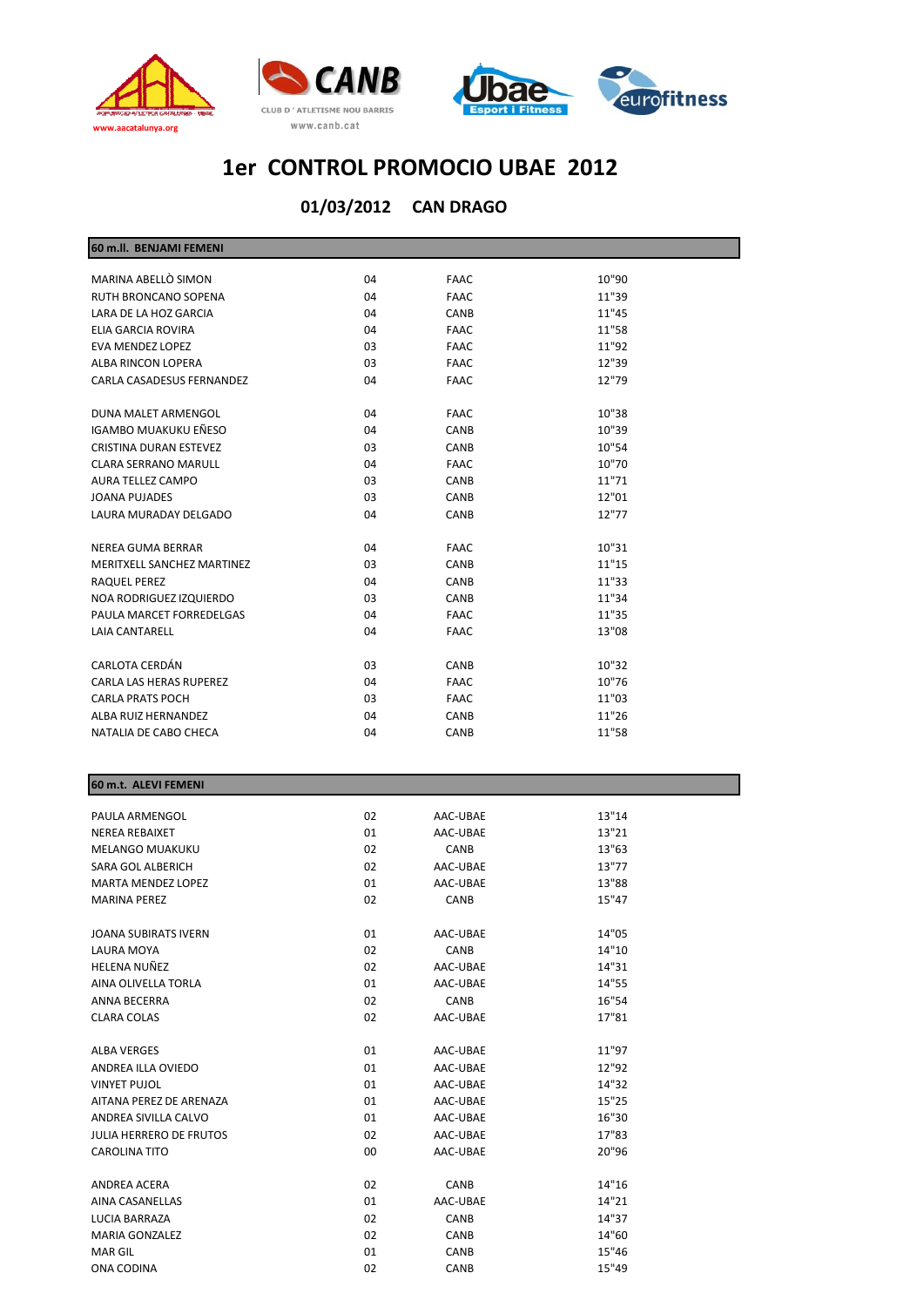# 1er CONTROL PROMOCIO UBAE 2012

## 01/03/2012 CAN DRAGO

### 60 m.ll. BENJAMI FEMENI

| | | | |
|---|---|---|---|
| MARINA ABELLÒ SIMON | 04 | FAAC | 10"90 |
| RUTH BRONCANO SOPENA | 04 | FAAC | 11"39 |
| LARA DE LA HOZ GARCIA | 04 | CANB | 11"45 |
| ELIA GARCIA ROVIRA | 04 | FAAC | 11"58 |
| EVA MENDEZ LOPEZ | 03 | FAAC | 11"92 |
| ALBA RINCON LOPERA | 03 | FAAC | 12"39 |
| CARLA CASADESUS FERNANDEZ | 04 | FAAC | 12"79 |
| | | | |
| DUNA MALET ARMENGOL | 04 | FAAC | 10"38 |
| IGAMBO MUAKUKU EÑESO | 04 | CANB | 10"39 |
| CRISTINA DURAN ESTEVEZ | 03 | CANB | 10"54 |
| CLARA SERRANO MARULL | 04 | FAAC | 10"70 |
| AURA TELLEZ CAMPO | 03 | CANB | 11"71 |
| JOANA PUJADES | 03 | CANB | 12"01 |
| LAURA MURADAY DELGADO | 04 | CANB | 12"77 |
| | | | |
| NEREA GUMA BERRAR | 04 | FAAC | 10"31 |
| MERITXELL SANCHEZ MARTINEZ | 03 | CANB | 11"15 |
| RAQUEL PEREZ | 04 | CANB | 11"33 |
| NOA RODRIGUEZ IZQUIERDO | 03 | CANB | 11"34 |
| PAULA MARCET FORREDELGAS | 04 | FAAC | 11"35 |
| LAIA CANTARELL | 04 | FAAC | 13"08 |
| | | | |
| CARLOTA CERDÁN | 03 | CANB | 10"32 |
| CARLA LAS HERAS RUPEREZ | 04 | FAAC | 10"76 |
| CARLA PRATS POCH | 03 | FAAC | 11"03 |
| ALBA RUIZ HERNANDEZ | 04 | CANB | 11"26 |
| NATALIA DE CABO CHECA | 04 | CANB | 11"58 |

### 60 m.t. ALEVI FEMENI

| | | | |
|---|---|---|---|
| PAULA ARMENGOL | 02 | AAC-UBAE | 13"14 |
| NEREA REBAIXET | 01 | AAC-UBAE | 13"21 |
| MELANGO MUAKUKU | 02 | CANB | 13"63 |
| SARA GOL ALBERICH | 02 | AAC-UBAE | 13"77 |
| MARTA MENDEZ LOPEZ | 01 | AAC-UBAE | 13"88 |
| MARINA PEREZ | 02 | CANB | 15"47 |
| | | | |
| JOANA SUBIRATS IVERN | 01 | AAC-UBAE | 14"05 |
| LAURA MOYA | 02 | CANB | 14"10 |
| HELENA NUÑEZ | 02 | AAC-UBAE | 14"31 |
| AINA OLIVELLA TORLA | 01 | AAC-UBAE | 14"55 |
| ANNA BECERRA | 02 | CANB | 16"54 |
| CLARA COLAS | 02 | AAC-UBAE | 17"81 |
| | | | |
| ALBA VERGES | 01 | AAC-UBAE | 11"97 |
| ANDREA ILLA OVIEDO | 01 | AAC-UBAE | 12"92 |
| VINYET PUJOL | 01 | AAC-UBAE | 14"32 |
| AITANA PEREZ DE ARENAZA | 01 | AAC-UBAE | 15"25 |
| ANDREA SIVILLA CALVO | 01 | AAC-UBAE | 16"30 |
| JULIA HERRERO DE FRUTOS | 02 | AAC-UBAE | 17"83 |
| CAROLINA TITO | 00 | AAC-UBAE | 20"96 |
| | | | |
| ANDREA ACERA | 02 | CANB | 14"16 |
| AINA CASANELLAS | 01 | AAC-UBAE | 14"21 |
| LUCIA BARRAZA | 02 | CANB | 14"37 |
| MARIA GONZALEZ | 02 | CANB | 14"60 |
| MAR GIL | 01 | CANB | 15"46 |
| ONA CODINA | 02 | CANB | 15"49 |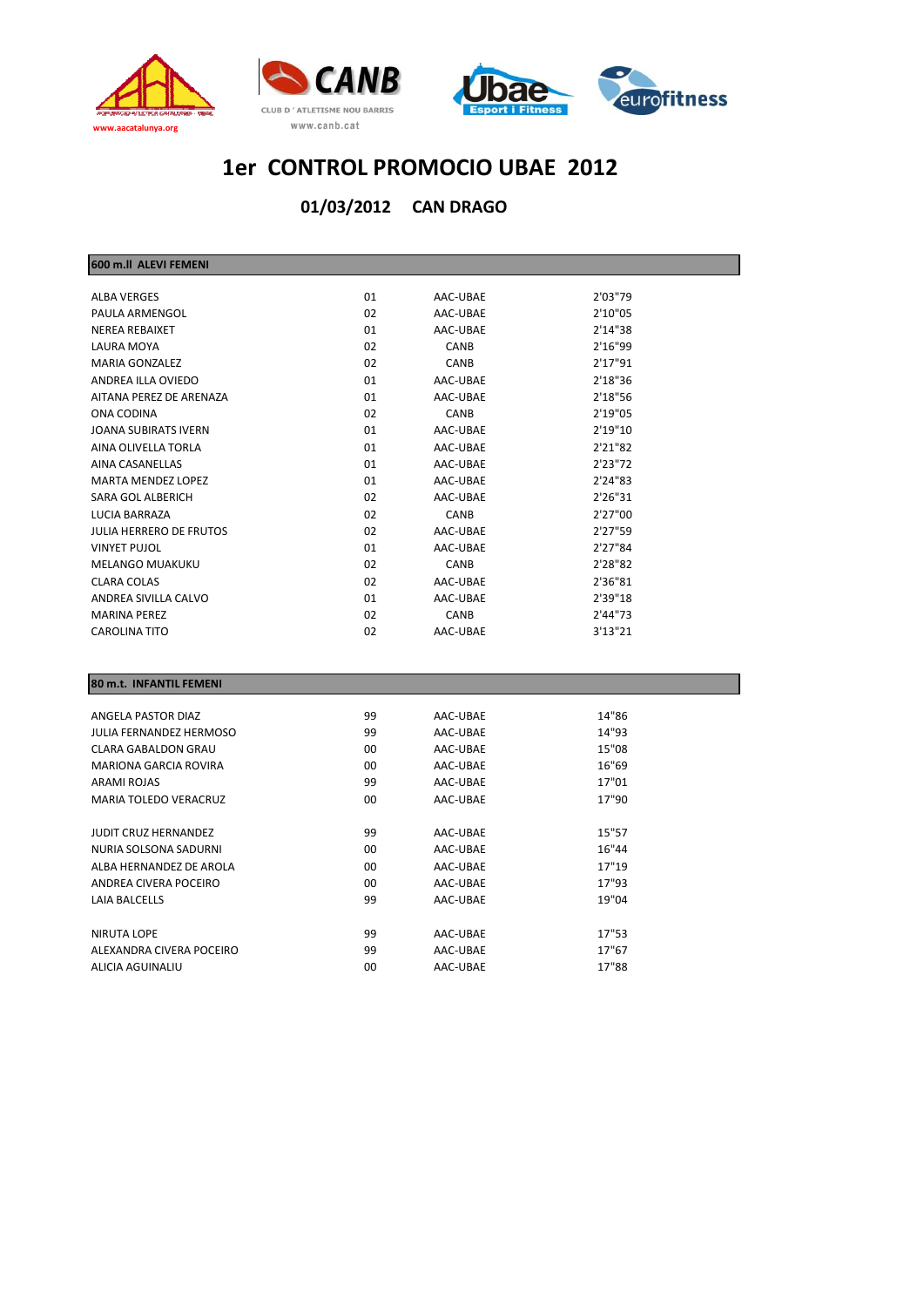# 1er CONTROL PROMOCIO UBAE 2012

## 01/03/2012 CAN DRAGO

### 600 m.ll ALEVI FEMENI

| | | | |
|---|---|---|---|
| ALBA VERGES | 01 | AAC-UBAE | 2'03"79 |
| PAULA ARMENGOL | 02 | AAC-UBAE | 2'10"05 |
| NEREA REBAIXET | 01 | AAC-UBAE | 2'14"38 |
| LAURA MOYA | 02 | CANB | 2'16"99 |
| MARIA GONZALEZ | 02 | CANB | 2'17"91 |
| ANDREA ILLA OVIEDO | 01 | AAC-UBAE | 2'18"36 |
| AITANA PEREZ DE ARENAZA | 01 | AAC-UBAE | 2'18"56 |
| ONA CODINA | 02 | CANB | 2'19"05 |
| JOANA SUBIRATS IVERN | 01 | AAC-UBAE | 2'19"10 |
| AINA OLIVELLA TORLA | 01 | AAC-UBAE | 2'21"82 |
| AINA CASANELLAS | 01 | AAC-UBAE | 2'23"72 |
| MARTA MENDEZ LOPEZ | 01 | AAC-UBAE | 2'24"83 |
| SARA GOL ALBERICH | 02 | AAC-UBAE | 2'26"31 |
| LUCIA BARRAZA | 02 | CANB | 2'27"00 |
| JULIA HERRERO DE FRUTOS | 02 | AAC-UBAE | 2'27"59 |
| VINYET PUJOL | 01 | AAC-UBAE | 2'27"84 |
| MELANGO MUAKUKU | 02 | CANB | 2'28"82 |
| CLARA COLAS | 02 | AAC-UBAE | 2'36"81 |
| ANDREA SIVILLA CALVO | 01 | AAC-UBAE | 2'39"18 |
| MARINA PEREZ | 02 | CANB | 2'44"73 |
| CAROLINA TITO | 02 | AAC-UBAE | 3'13"21 |

### 80 m.t. INFANTIL FEMENI

| | | | |
|---|---|---|---|
| ANGELA PASTOR DIAZ | 99 | AAC-UBAE | 14"86 |
| JULIA FERNANDEZ HERMOSO | 99 | AAC-UBAE | 14"93 |
| CLARA GABALDON GRAU | 00 | AAC-UBAE | 15"08 |
| MARIONA GARCIA ROVIRA | 00 | AAC-UBAE | 16"69 |
| ARAMI ROJAS | 99 | AAC-UBAE | 17"01 |
| MARIA TOLEDO VERACRUZ | 00 | AAC-UBAE | 17"90 |
| | | | |
| JUDIT CRUZ HERNANDEZ | 99 | AAC-UBAE | 15"57 |
| NURIA SOLSONA SADURNI | 00 | AAC-UBAE | 16"44 |
| ALBA HERNANDEZ DE AROLA | 00 | AAC-UBAE | 17"19 |
| ANDREA CIVERA POCEIRO | 00 | AAC-UBAE | 17"93 |
| LAIA BALCELLS | 99 | AAC-UBAE | 19"04 |
| | | | |
| NIRUTA LOPE | 99 | AAC-UBAE | 17"53 |
| ALEXANDRA CIVERA POCEIRO | 99 | AAC-UBAE | 17"67 |
| ALICIA AGUINALIU | 00 | AAC-UBAE | 17"88 |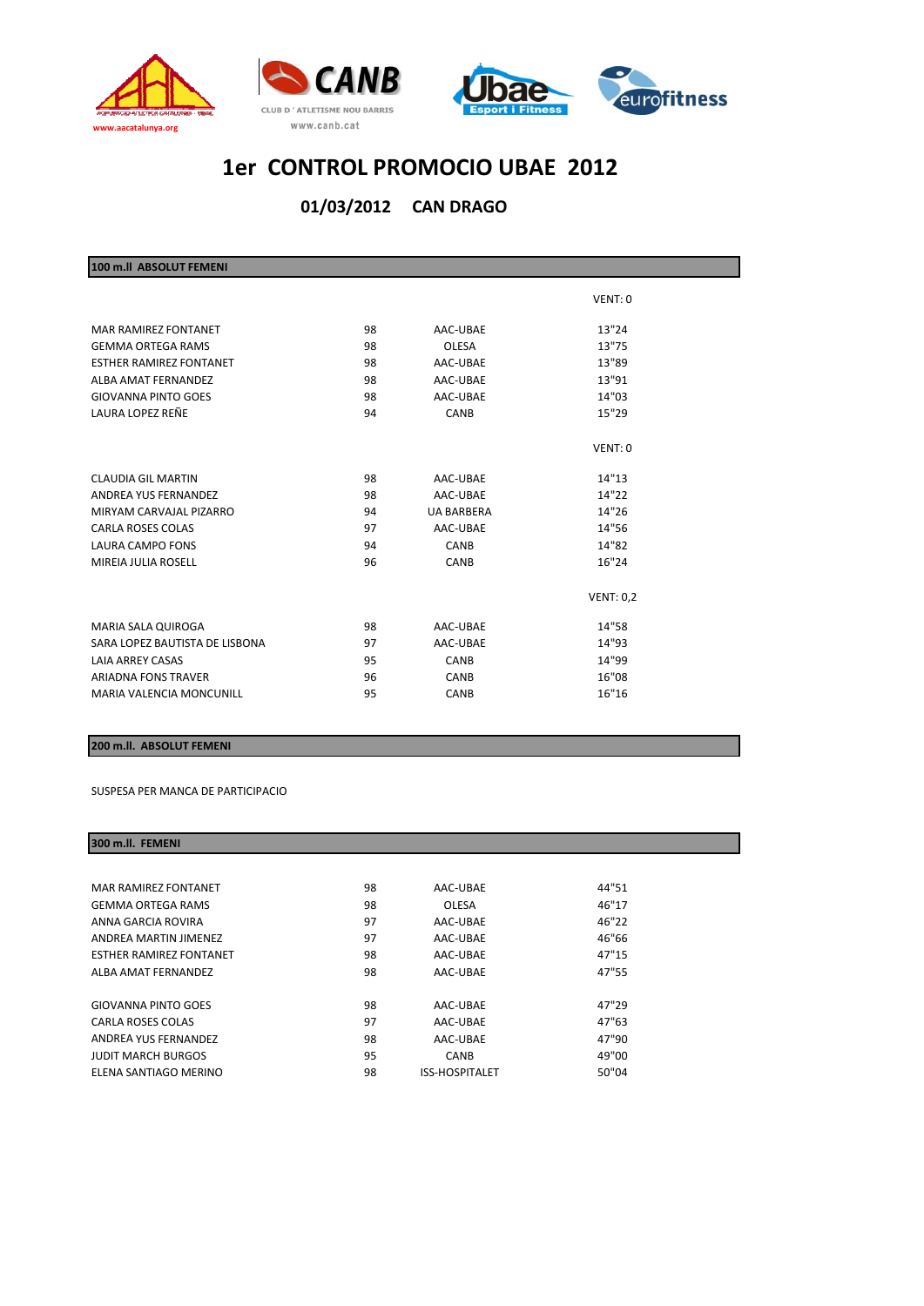# 1er CONTROL PROMOCIO UBAE 2012

## 01/03/2012 CAN DRAGO

### 100 m.ll ABSOLUT FEMENI

| | | | VENT: 0 |
|---|---|---|---|
| MAR RAMIREZ FONTANET | 98 | AAC-UBAE | 13"24 |
| GEMMA ORTEGA RAMS | 98 | OLESA | 13"75 |
| ESTHER RAMIREZ FONTANET | 98 | AAC-UBAE | 13"89 |
| ALBA AMAT FERNANDEZ | 98 | AAC-UBAE | 13"91 |
| GIOVANNA PINTO GOES | 98 | AAC-UBAE | 14"03 |
| LAURA LOPEZ REÑE | 94 | CANB | 15"29 |

| | | | VENT: 0 |
|---|---|---|---|
| CLAUDIA GIL MARTIN | 98 | AAC-UBAE | 14"13 |
| ANDREA YUS FERNANDEZ | 98 | AAC-UBAE | 14"22 |
| MIRYAM CARVAJAL PIZARRO | 94 | UA BARBERA | 14"26 |
| CARLA ROSES COLAS | 97 | AAC-UBAE | 14"56 |
| LAURA CAMPO FONS | 94 | CANB | 14"82 |
| MIREIA JULIA ROSELL | 96 | CANB | 16"24 |

| | | | VENT: 0,2 |
|---|---|---|---|
| MARIA SALA QUIROGA | 98 | AAC-UBAE | 14"58 |
| SARA LOPEZ BAUTISTA DE LISBONA | 97 | AAC-UBAE | 14"93 |
| LAIA ARREY CASAS | 95 | CANB | 14"99 |
| ARIADNA FONS TRAVER | 96 | CANB | 16"08 |
| MARIA VALENCIA MONCUNILL | 95 | CANB | 16"16 |

### 200 m.ll. ABSOLUT FEMENI

SUSPESA PER MANCA DE PARTICIPACIO

### 300 m.ll. FEMENI

| | | | |
|---|---|---|---|
| MAR RAMIREZ FONTANET | 98 | AAC-UBAE | 44"51 |
| GEMMA ORTEGA RAMS | 98 | OLESA | 46"17 |
| ANNA GARCIA ROVIRA | 97 | AAC-UBAE | 46"22 |
| ANDREA MARTIN JIMENEZ | 97 | AAC-UBAE | 46"66 |
| ESTHER RAMIREZ FONTANET | 98 | AAC-UBAE | 47"15 |
| ALBA AMAT FERNANDEZ | 98 | AAC-UBAE | 47"55 |

| | | | |
|---|---|---|---|
| GIOVANNA PINTO GOES | 98 | AAC-UBAE | 47"29 |
| CARLA ROSES COLAS | 97 | AAC-UBAE | 47"63 |
| ANDREA YUS FERNANDEZ | 98 | AAC-UBAE | 47"90 |
| JUDIT MARCH BURGOS | 95 | CANB | 49"00 |
| ELENA SANTIAGO MERINO | 98 | ISS-HOSPITALET | 50"04 |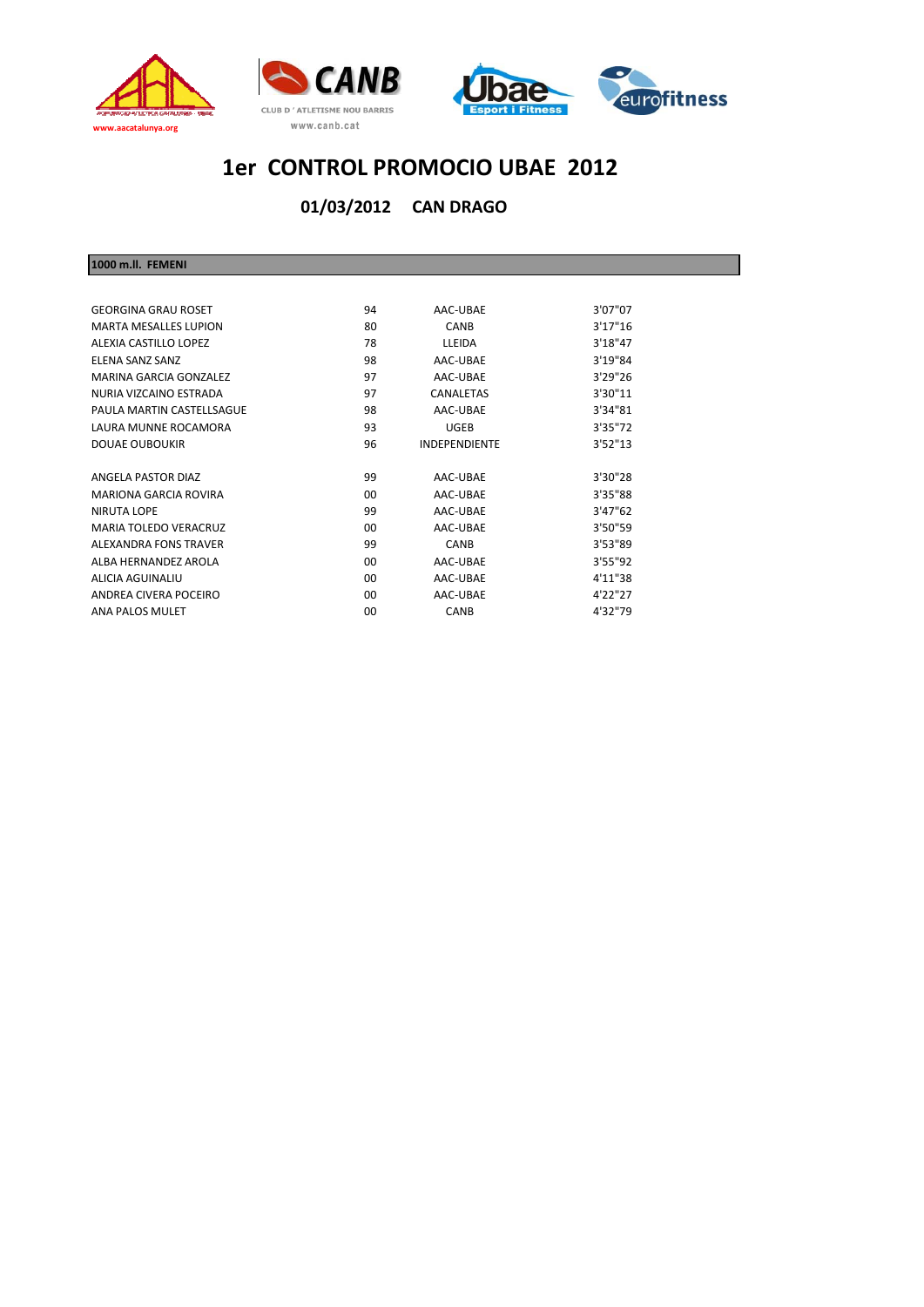# 1er CONTROL PROMOCIO UBAE 2012

## 01/03/2012 CAN DRAGO

### 1000 m.ll. FEMENI

| | | | |
|---|---|---|---|
| GEORGINA GRAU ROSET | 94 | AAC-UBAE | 3'07"07 |
| MARTA MESALLES LUPION | 80 | CANB | 3'17"16 |
| ALEXIA CASTILLO LOPEZ | 78 | LLEIDA | 3'18"47 |
| ELENA SANZ SANZ | 98 | AAC-UBAE | 3'19"84 |
| MARINA GARCIA GONZALEZ | 97 | AAC-UBAE | 3'29"26 |
| NURIA VIZCAINO ESTRADA | 97 | CANALETAS | 3'30"11 |
| PAULA MARTIN CASTELLSAGUE | 98 | AAC-UBAE | 3'34"81 |
| LAURA MUNNE ROCAMORA | 93 | UGEB | 3'35"72 |
| DOUAE OUBOUKIR | 96 | INDEPENDIENTE | 3'52"13 |
| | | | |
| ANGELA PASTOR DIAZ | 99 | AAC-UBAE | 3'30"28 |
| MARIONA GARCIA ROVIRA | 00 | AAC-UBAE | 3'35"88 |
| NIRUTA LOPE | 99 | AAC-UBAE | 3'47"62 |
| MARIA TOLEDO VERACRUZ | 00 | AAC-UBAE | 3'50"59 |
| ALEXANDRA FONS TRAVER | 99 | CANB | 3'53"89 |
| ALBA HERNANDEZ AROLA | 00 | AAC-UBAE | 3'55"92 |
| ALICIA AGUINALIU | 00 | AAC-UBAE | 4'11"38 |
| ANDREA CIVERA POCEIRO | 00 | AAC-UBAE | 4'22"27 |
| ANA PALOS MULET | 00 | CANB | 4'32"79 |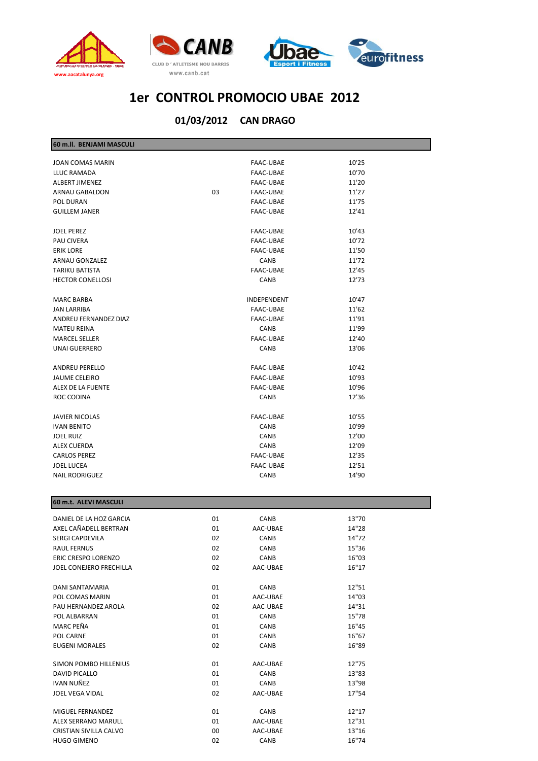# 1er CONTROL PROMOCIO UBAE 2012

## 01/03/2012 CAN DRAGO

### 60 m.ll. BENJAMI MASCULI

| | | | |
|---|---|---|---|
| JOAN COMAS MARIN | | FAAC-UBAE | 10'25 |
| LLUC RAMADA | | FAAC-UBAE | 10'70 |
| ALBERT JIMENEZ | | FAAC-UBAE | 11'20 |
| ARNAU GABALDON | 03 | FAAC-UBAE | 11'27 |
| POL DURAN | | FAAC-UBAE | 11'75 |
| GUILLEM JANER | | FAAC-UBAE | 12'41 |
| | | | |
| JOEL PEREZ | | FAAC-UBAE | 10'43 |
| PAU CIVERA | | FAAC-UBAE | 10'72 |
| ERIK LORE | | FAAC-UBAE | 11'50 |
| ARNAU GONZALEZ | | CANB | 11'72 |
| TARIKU BATISTA | | FAAC-UBAE | 12'45 |
| HECTOR CONELLOSI | | CANB | 12'73 |
| | | | |
| MARC BARBA | | INDEPENDENT | 10'47 |
| JAN LARRIBA | | FAAC-UBAE | 11'62 |
| ANDREU FERNANDEZ DIAZ | | FAAC-UBAE | 11'91 |
| MATEU REINA | | CANB | 11'99 |
| MARCEL SELLER | | FAAC-UBAE | 12'40 |
| UNAI GUERRERO | | CANB | 13'06 |
| | | | |
| ANDREU PERELLO | | FAAC-UBAE | 10'42 |
| JAUME CELEIRO | | FAAC-UBAE | 10'93 |
| ALEX DE LA FUENTE | | FAAC-UBAE | 10'96 |
| ROC CODINA | | CANB | 12'36 |
| | | | |
| JAVIER NICOLAS | | FAAC-UBAE | 10'55 |
| IVAN BENITO | | CANB | 10'99 |
| JOEL RUIZ | | CANB | 12'00 |
| ALEX CUERDA | | CANB | 12'09 |
| CARLOS PEREZ | | FAAC-UBAE | 12'35 |
| JOEL LUCEA | | FAAC-UBAE | 12'51 |
| NAIL RODRIGUEZ | | CANB | 14'90 |

### 60 m.t. ALEVI MASCULI

| | | | |
|---|---|---|---|
| DANIEL DE LA HOZ GARCIA | 01 | CANB | 13"70 |
| AXEL CAÑADELL BERTRAN | 01 | AAC-UBAE | 14"28 |
| SERGI CAPDEVILA | 02 | CANB | 14"72 |
| RAUL FERNUS | 02 | CANB | 15"36 |
| ERIC CRESPO LORENZO | 02 | CANB | 16"03 |
| JOEL CONEJERO FRECHILLA | 02 | AAC-UBAE | 16"17 |
| | | | |
| DANI SANTAMARIA | 01 | CANB | 12"51 |
| POL COMAS MARIN | 01 | AAC-UBAE | 14"03 |
| PAU HERNANDEZ AROLA | 02 | AAC-UBAE | 14"31 |
| POL ALBARRAN | 01 | CANB | 15"78 |
| MARC PEÑA | 01 | CANB | 16"45 |
| POL CARNE | 01 | CANB | 16"67 |
| EUGENI MORALES | 02 | CANB | 16"89 |
| | | | |
| SIMON POMBO HILLENIUS | 01 | AAC-UBAE | 12"75 |
| DAVID PICALLO | 01 | CANB | 13"83 |
| IVAN NUÑEZ | 01 | CANB | 13"98 |
| JOEL VEGA VIDAL | 02 | AAC-UBAE | 17"54 |
| | | | |
| MIGUEL FERNANDEZ | 01 | CANB | 12"17 |
| ALEX SERRANO MARULL | 01 | AAC-UBAE | 12"31 |
| CRISTIAN SIVILLA CALVO | 00 | AAC-UBAE | 13"16 |
| HUGO GIMENO | 02 | CANB | 16"74 |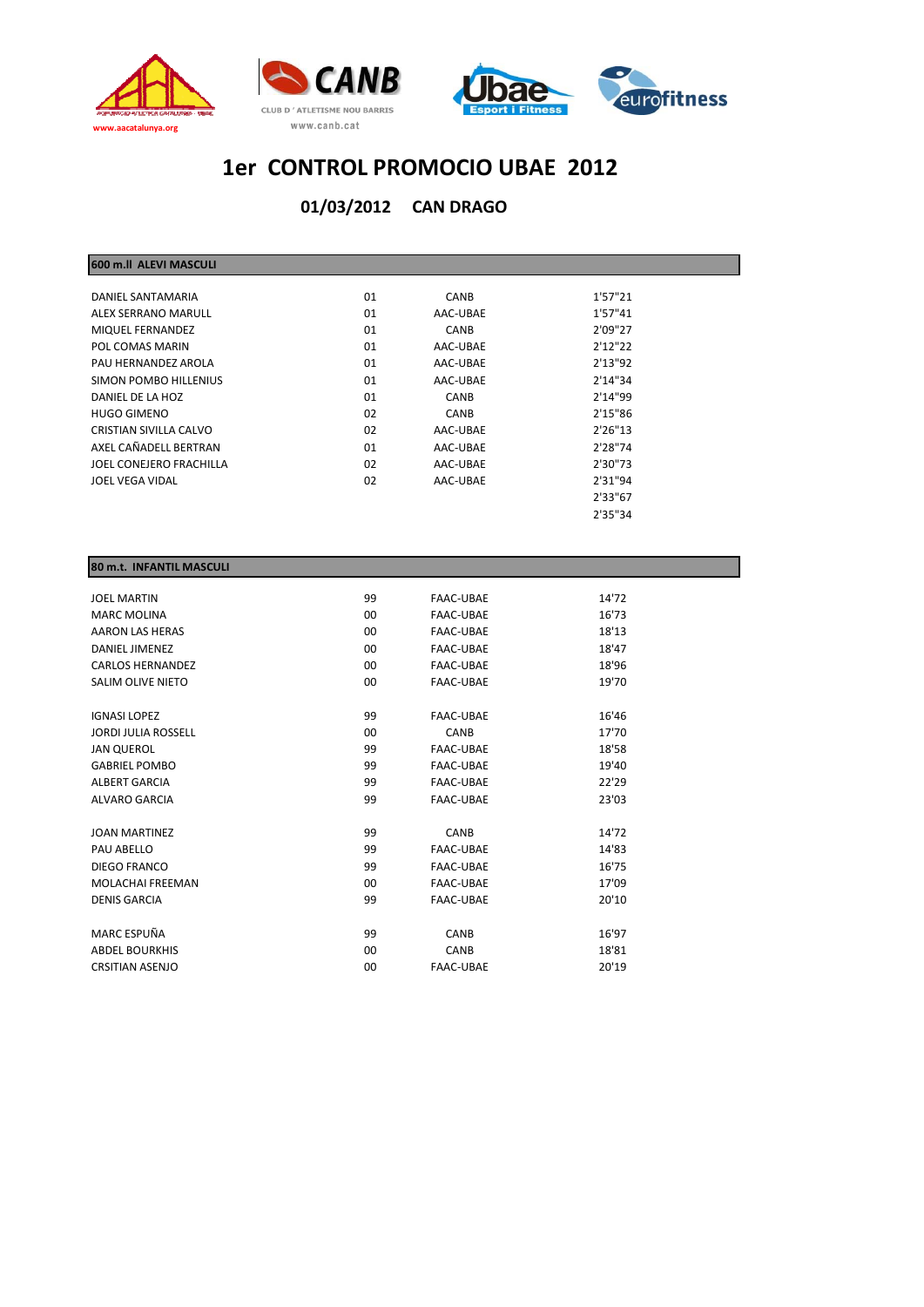# 1er CONTROL PROMOCIO UBAE 2012

## 01/03/2012 CAN DRAGO

### 600 m.ll ALEVI MASCULI

| | | | |
|---|---|---|---|
| DANIEL SANTAMARIA | 01 | CANB | 1'57"21 |
| ALEX SERRANO MARULL | 01 | AAC-UBAE | 1'57"41 |
| MIQUEL FERNANDEZ | 01 | CANB | 2'09"27 |
| POL COMAS MARIN | 01 | AAC-UBAE | 2'12"22 |
| PAU HERNANDEZ AROLA | 01 | AAC-UBAE | 2'13"92 |
| SIMON POMBO HILLENIUS | 01 | AAC-UBAE | 2'14"34 |
| DANIEL DE LA HOZ | 01 | CANB | 2'14"99 |
| HUGO GIMENO | 02 | CANB | 2'15"86 |
| CRISTIAN SIVILLA CALVO | 02 | AAC-UBAE | 2'26"13 |
| AXEL CAÑADELL BERTRAN | 01 | AAC-UBAE | 2'28"74 |
| JOEL CONEJERO FRACHILLA | 02 | AAC-UBAE | 2'30"73 |
| JOEL VEGA VIDAL | 02 | AAC-UBAE | 2'31"94 |
| | | | 2'33"67 |
| | | | 2'35"34 |

### 80 m.t. INFANTIL MASCULI

| | | | |
|---|---|---|---|
| JOEL MARTIN | 99 | FAAC-UBAE | 14'72 |
| MARC MOLINA | 00 | FAAC-UBAE | 16'73 |
| AARON LAS HERAS | 00 | FAAC-UBAE | 18'13 |
| DANIEL JIMENEZ | 00 | FAAC-UBAE | 18'47 |
| CARLOS HERNANDEZ | 00 | FAAC-UBAE | 18'96 |
| SALIM OLIVE NIETO | 00 | FAAC-UBAE | 19'70 |
| | | | |
| IGNASI LOPEZ | 99 | FAAC-UBAE | 16'46 |
| JORDI JULIA ROSSELL | 00 | CANB | 17'70 |
| JAN QUEROL | 99 | FAAC-UBAE | 18'58 |
| GABRIEL POMBO | 99 | FAAC-UBAE | 19'40 |
| ALBERT GARCIA | 99 | FAAC-UBAE | 22'29 |
| ALVARO GARCIA | 99 | FAAC-UBAE | 23'03 |
| | | | |
| JOAN MARTINEZ | 99 | CANB | 14'72 |
| PAU ABELLO | 99 | FAAC-UBAE | 14'83 |
| DIEGO FRANCO | 99 | FAAC-UBAE | 16'75 |
| MOLACHAI FREEMAN | 00 | FAAC-UBAE | 17'09 |
| DENIS GARCIA | 99 | FAAC-UBAE | 20'10 |
| | | | |
| MARC ESPUÑA | 99 | CANB | 16'97 |
| ABDEL BOURKHIS | 00 | CANB | 18'81 |
| CRSITIAN ASENJO | 00 | FAAC-UBAE | 20'19 |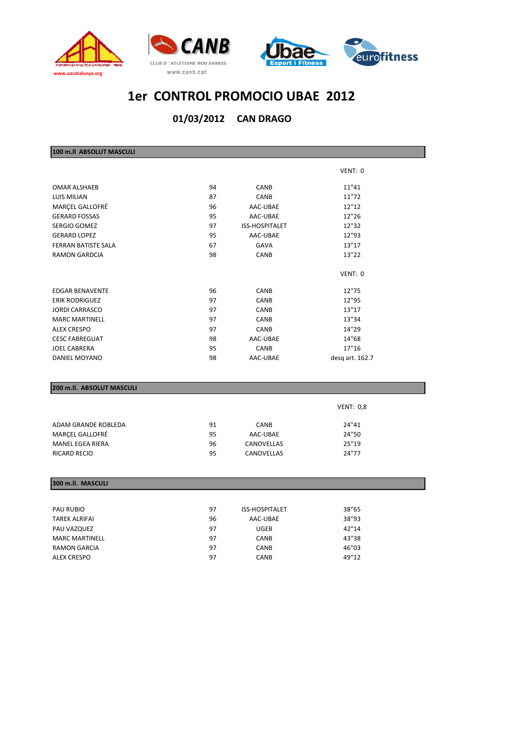# 1er CONTROL PROMOCIO UBAE 2012

## 01/03/2012 CAN DRAGO

### 100 m.ll ABSOLUT MASCULI

| | | | VENT: 0 |
|---|---|---|---|
| OMAR ALSHAEB | 94 | CANB | 11"41 |
| LUIS MILIAN | 87 | CANB | 11"72 |
| MARÇEL GALLOFRÉ | 96 | AAC-UBAE | 12"12 |
| GERARD FOSSAS | 95 | AAC-UBAE | 12"26 |
| SERGIO GOMEZ | 97 | ISS-HOSPITALET | 12"32 |
| GERARD LOPEZ | 95 | AAC-UBAE | 12"93 |
| FERRAN BATISTE SALA | 67 | GAVA | 13"17 |
| RAMON GARDCIA | 98 | CANB | 13"22 |

| | | | VENT: 0 |
|---|---|---|---|
| EDGAR BENAVENTE | 96 | CANB | 12"75 |
| ERIK RODRIGUEZ | 97 | CANB | 12"95 |
| JORDI CARRASCO | 97 | CANB | 13"17 |
| MARC MARTINELL | 97 | CANB | 13"34 |
| ALEX CRESPO | 97 | CANB | 14"29 |
| CESC FABREGUAT | 98 | AAC-UBAE | 14"68 |
| JOEL CABRERA | 95 | CANB | 17"16 |
| DANIEL MOYANO | 98 | AAC-UBAE | desq art. 162.7 |

### 200 m.ll. ABSOLUT MASCULI

| | | | VENT: 0,8 |
|---|---|---|---|
| ADAM GRANDE ROBLEDA | 91 | CANB | 24"41 |
| MARÇEL GALLOFRÉ | 95 | AAC-UBAE | 24"50 |
| MANEL EGEA RIERA | 96 | CANOVELLAS | 25"19 |
| RICARD RECIO | 95 | CANOVELLAS | 24"77 |

### 300 m.ll. MASCULI

| | | | |
|---|---|---|---|
| PAU RUBIO | 97 | ISS-HOSPITALET | 38"65 |
| TAREK ALRIFAI | 96 | AAC-UBAE | 38"93 |
| PAU VAZQUEZ | 97 | UGEB | 42"14 |
| MARC MARTINELL | 97 | CANB | 43"38 |
| RAMON GARCIA | 97 | CANB | 46"03 |
| ALEX CRESPO | 97 | CANB | 49"12 |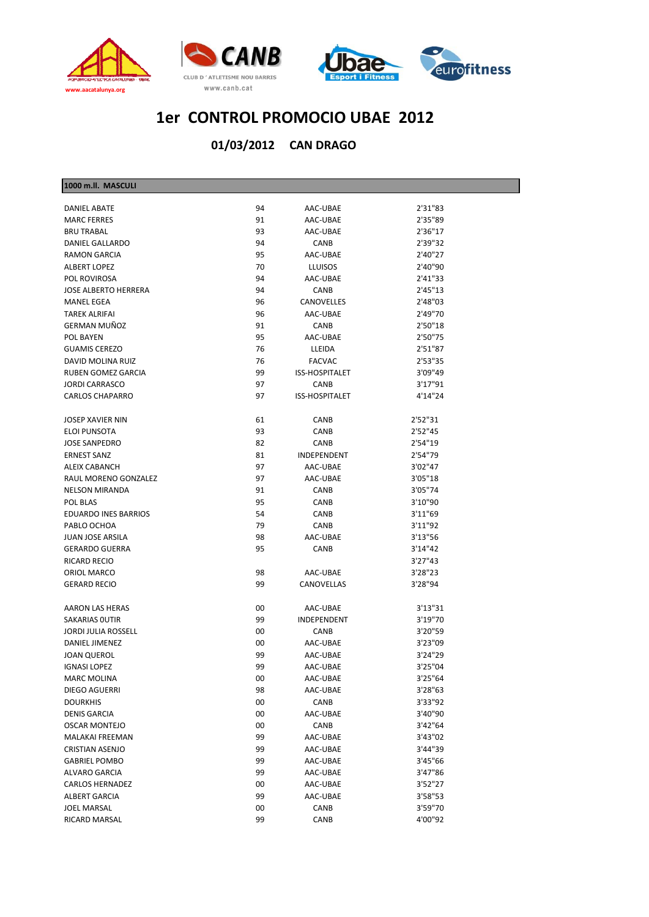# 1er CONTROL PROMOCIO UBAE 2012

## 01/03/2012 CAN DRAGO

| 1000 m.ll. MASCULI | | | |
|---|---|---|---|
| DANIEL ABATE | 94 | AAC-UBAE | 2'31"83 |
| MARC FERRES | 91 | AAC-UBAE | 2'35"89 |
| BRU TRABAL | 93 | AAC-UBAE | 2'36"17 |
| DANIEL GALLARDO | 94 | CANB | 2'39"32 |
| RAMON GARCIA | 95 | AAC-UBAE | 2'40"27 |
| ALBERT LOPEZ | 70 | LLUISOS | 2'40"90 |
| POL ROVIROSA | 94 | AAC-UBAE | 2'41"33 |
| JOSE ALBERTO HERRERA | 94 | CANB | 2'45"13 |
| MANEL EGEA | 96 | CANOVELLES | 2'48"03 |
| TAREK ALRIFAI | 96 | AAC-UBAE | 2'49"70 |
| GERMAN MUÑOZ | 91 | CANB | 2'50"18 |
| POL BAYEN | 95 | AAC-UBAE | 2'50"75 |
| GUAMIS CEREZO | 76 | LLEIDA | 2'51"87 |
| DAVID MOLINA RUIZ | 76 | FACVAC | 2'53"35 |
| RUBEN GOMEZ GARCIA | 99 | ISS-HOSPITALET | 3'09"49 |
| JORDI CARRASCO | 97 | CANB | 3'17"91 |
| CARLOS CHAPARRO | 97 | ISS-HOSPITALET | 4'14"24 |
| | | | |
| JOSEP XAVIER NIN | 61 | CANB | 2'52"31 |
| ELOI PUNSOTA | 93 | CANB | 2'52"45 |
| JOSE SANPEDRO | 82 | CANB | 2'54"19 |
| ERNEST SANZ | 81 | INDEPENDENT | 2'54"79 |
| ALEIX CABANCH | 97 | AAC-UBAE | 3'02"47 |
| RAUL MORENO GONZALEZ | 97 | AAC-UBAE | 3'05"18 |
| NELSON MIRANDA | 91 | CANB | 3'05"74 |
| POL BLAS | 95 | CANB | 3'10"90 |
| EDUARDO INES BARRIOS | 54 | CANB | 3'11"69 |
| PABLO OCHOA | 79 | CANB | 3'11"92 |
| JUAN JOSE ARSILA | 98 | AAC-UBAE | 3'13"56 |
| GERARDO GUERRA | 95 | CANB | 3'14"42 |
| RICARD RECIO | | | 3'27"43 |
| ORIOL MARCO | 98 | AAC-UBAE | 3'28"23 |
| GERARD RECIO | 99 | CANOVELLAS | 3'28"94 |
| | | | |
| AARON LAS HERAS | 00 | AAC-UBAE | 3'13"31 |
| SAKARIAS OUTIR | 99 | INDEPENDENT | 3'19"70 |
| JORDI JULIA ROSSELL | 00 | CANB | 3'20"59 |
| DANIEL JIMENEZ | 00 | AAC-UBAE | 3'23"09 |
| JOAN QUEROL | 99 | AAC-UBAE | 3'24"29 |
| IGNASI LOPEZ | 99 | AAC-UBAE | 3'25"04 |
| MARC MOLINA | 00 | AAC-UBAE | 3'25"64 |
| DIEGO AGUERRI | 98 | AAC-UBAE | 3'28"63 |
| DOURKHIS | 00 | CANB | 3'33"92 |
| DENIS GARCIA | 00 | AAC-UBAE | 3'40"90 |
| OSCAR MONTEJO | 00 | CANB | 3'42"64 |
| MALAKAI FREEMAN | 99 | AAC-UBAE | 3'43"02 |
| CRISTIAN ASENJO | 99 | AAC-UBAE | 3'44"39 |
| GABRIEL POMBO | 99 | AAC-UBAE | 3'45"66 |
| ALVARO GARCIA | 99 | AAC-UBAE | 3'47"86 |
| CARLOS HERNADEZ | 00 | AAC-UBAE | 3'52"27 |
| ALBERT GARCIA | 99 | AAC-UBAE | 3'58"53 |
| JOEL MARSAL | 00 | CANB | 3'59"70 |
| RICARD MARSAL | 99 | CANB | 4'00"92 |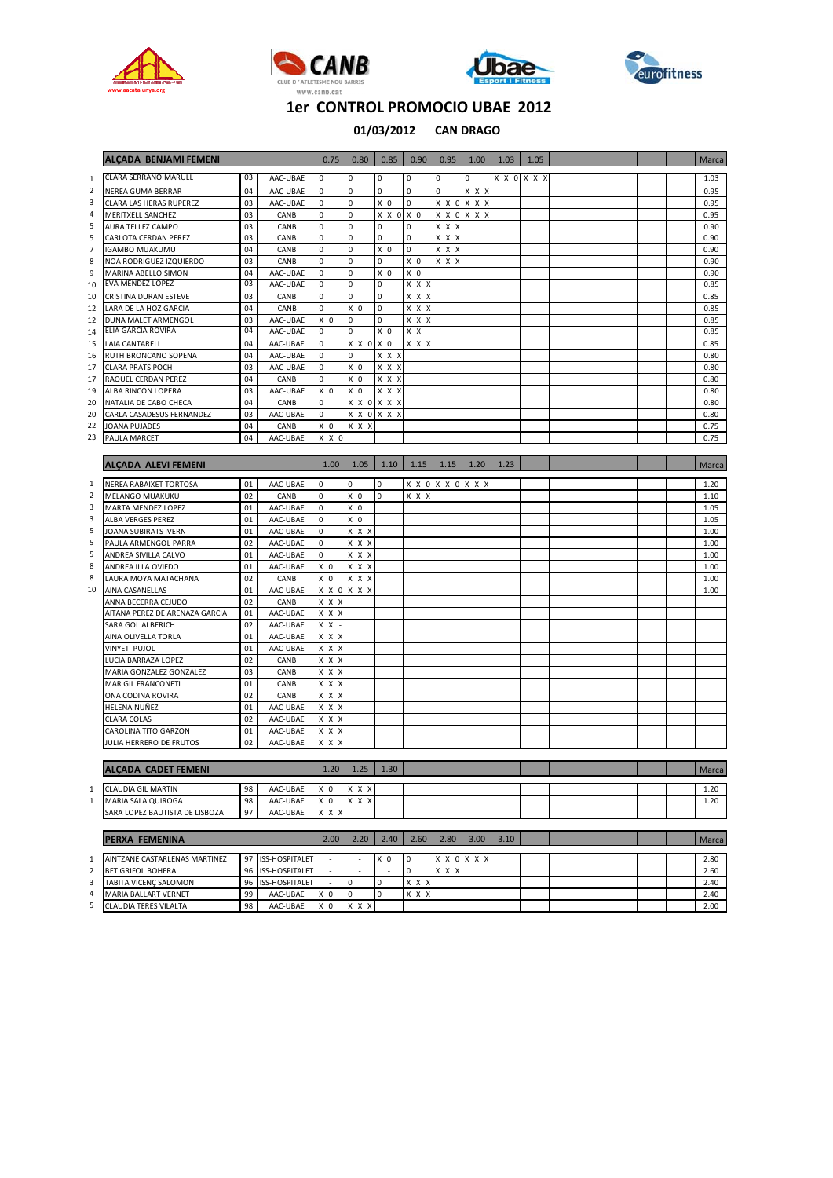# 1er CONTROL PROMOCIO UBAE 2012

**01/03/2012 CAN DRAGO**

| | ALÇADA BENJAMI FEMENI | | | 0.75 | 0.80 | 0.85 | 0.90 | 0.95 | 1.00 | 1.03 | 1.05 | | | | | | Marca |
|---|---|---|---|---|---|---|---|---|---|---|---|---|---|---|---|---|---|
| 1 | CLARA SERRANO MARULL | 03 | AAC-UBAE | 0 | 0 | 0 | 0 | 0 | 0 | X X 0 | X X X | | | | | | 1.03 |
| 2 | NEREA GUMA BERRAR | 04 | AAC-UBAE | 0 | 0 | 0 | 0 | 0 | X X X | | | | | | | | 0.95 |
| 3 | CLARA LAS HERAS RUPEREZ | 03 | AAC-UBAE | 0 | 0 | X 0 | 0 | X X 0 | X X X | | | | | | | | 0.95 |
| 4 | MERITXELL SANCHEZ | 03 | CANB | 0 | 0 | X X 0 | X 0 | X X 0 | X X X | | | | | | | | 0.95 |
| 5 | AURA TELLEZ CAMPO | 03 | CANB | 0 | 0 | 0 | 0 | X X X | | | | | | | | | 0.90 |
| 5 | CARLOTA CERDAN PEREZ | 03 | CANB | 0 | 0 | 0 | 0 | X X X | | | | | | | | | 0.90 |
| 7 | IGAMBO MUAKUMU | 04 | CANB | 0 | 0 | X 0 | 0 | X X X | | | | | | | | | 0.90 |
| 8 | NOA RODRIGUEZ IZQUIERDO | 03 | CANB | 0 | 0 | 0 | X 0 | X X X | | | | | | | | | 0.90 |
| 9 | MARINA ABELLO SIMON | 04 | AAC-UBAE | 0 | 0 | X 0 | X 0 | | | | | | | | | | 0.90 |
| 10 | EVA MENDEZ LOPEZ | 03 | AAC-UBAE | 0 | 0 | 0 | X X X | | | | | | | | | | 0.85 |
| 10 | CRISTINA DURAN ESTEVE | 03 | CANB | 0 | 0 | 0 | X X X | | | | | | | | | | 0.85 |
| 12 | LARA DE LA HOZ GARCIA | 04 | CANB | 0 | X 0 | 0 | X X X | | | | | | | | | | 0.85 |
| 12 | DUNA MALET ARMENGOL | 03 | AAC-UBAE | X 0 | 0 | 0 | X X X | | | | | | | | | | 0.85 |
| 14 | ELIA GARCIA ROVIRA | 04 | AAC-UBAE | 0 | 0 | X 0 | X X | | | | | | | | | | 0.85 |
| 15 | LAIA CANTARELL | 04 | AAC-UBAE | 0 | X X 0 | X 0 | X X X | | | | | | | | | | 0.85 |
| 16 | RUTH BRONCANO SOPENA | 04 | AAC-UBAE | 0 | 0 | X X X | | | | | | | | | | | 0.80 |
| 17 | CLARA PRATS POCH | 03 | AAC-UBAE | 0 | X 0 | X X X | | | | | | | | | | | 0.80 |
| 17 | RAQUEL CERDAN PEREZ | 04 | CANB | 0 | X 0 | X X X | | | | | | | | | | | 0.80 |
| 19 | ALBA RINCON LOPERA | 03 | AAC-UBAE | X 0 | X 0 | X X X | | | | | | | | | | | 0.80 |
| 20 | NATALIA DE CABO CHECA | 04 | CANB | 0 | X X 0 | X X X | | | | | | | | | | | 0.80 |
| 20 | CARLA CASADESUS FERNANDEZ | 03 | AAC-UBAE | 0 | X X 0 | X X X | | | | | | | | | | | 0.80 |
| 22 | JOANA PUJADES | 04 | CANB | X 0 | X X X | | | | | | | | | | | | 0.75 |
| 23 | PAULA MARCET | 04 | AAC-UBAE | X X 0 | | | | | | | | | | | | | 0.75 |

| | ALÇADA ALEVI FEMENI | | | 1.00 | 1.05 | 1.10 | 1.15 | 1.15 | 1.20 | 1.23 | | | | | | | Marca |
|---|---|---|---|---|---|---|---|---|---|---|---|---|---|---|---|---|---|
| 1 | NEREA RABAIXET TORTOSA | 01 | AAC-UBAE | 0 | 0 | 0 | X X 0 | X X 0 | X X X | | | | | | | | 1.20 |
| 2 | MELANGO MUAKUKU | 02 | CANB | 0 | X 0 | 0 | X X X | | | | | | | | | | 1.10 |
| 3 | MARTA MENDEZ LOPEZ | 01 | AAC-UBAE | 0 | X 0 | | | | | | | | | | | | 1.05 |
| 3 | ALBA VERGES PEREZ | 01 | AAC-UBAE | 0 | X 0 | | | | | | | | | | | | 1.05 |
| 5 | JOANA SUBIRATS IVERN | 01 | AAC-UBAE | 0 | X X X | | | | | | | | | | | | 1.00 |
| 5 | PAULA ARMENGOL PARRA | 02 | AAC-UBAE | 0 | X X X | | | | | | | | | | | | 1.00 |
| 5 | ANDREA SIVILLA CALVO | 01 | AAC-UBAE | 0 | X X X | | | | | | | | | | | | 1.00 |
| 8 | ANDREA ILLA OVIEDO | 01 | AAC-UBAE | X 0 | X X X | | | | | | | | | | | | 1.00 |
| 8 | LAURA MOYA MATACHANA | 02 | CANB | X 0 | X X X | | | | | | | | | | | | 1.00 |
| 10 | AINA CASANELLAS | 01 | AAC-UBAE | X X 0 | X X X | | | | | | | | | | | | 1.00 |
| | ANNA BECERRA CEJUDO | 02 | CANB | X X X | | | | | | | | | | | | | |
| | AITANA PEREZ DE ARENAZA GARCIA | 01 | AAC-UBAE | X X X | | | | | | | | | | | | | |
| | SARA GOL ALBERICH | 02 | AAC-UBAE | X X - | | | | | | | | | | | | | |
| | AINA OLIVELLA TORLA | 01 | AAC-UBAE | X X X | | | | | | | | | | | | | |
| | VINYET PUJOL | 01 | AAC-UBAE | X X X | | | | | | | | | | | | | |
| | LUCIA BARRAZA LOPEZ | 02 | CANB | X X X | | | | | | | | | | | | | |
| | MARIA GONZALEZ GONZALEZ | 03 | CANB | X X X | | | | | | | | | | | | | |
| | MAR GIL FRANCONETI | 01 | CANB | X X X | | | | | | | | | | | | | |
| | ONA CODINA ROVIRA | 02 | CANB | X X X | | | | | | | | | | | | | |
| | HELENA NUÑEZ | 01 | AAC-UBAE | X X X | | | | | | | | | | | | | |
| | CLARA COLAS | 02 | AAC-UBAE | X X X | | | | | | | | | | | | | |
| | CAROLINA TITO GARZON | 01 | AAC-UBAE | X X X | | | | | | | | | | | | | |
| | JULIA HERRERO DE FRUTOS | 02 | AAC-UBAE | X X X | | | | | | | | | | | | | |

| | ALÇADA CADET FEMENI | | | 1.20 | 1.25 | 1.30 | | | | | | | | | | | Marca |
|---|---|---|---|---|---|---|---|---|---|---|---|---|---|---|---|---|---|
| 1 | CLAUDIA GIL MARTIN | 98 | AAC-UBAE | X 0 | X X X | | | | | | | | | | | | 1.20 |
| 1 | MARIA SALA QUIROGA | 98 | AAC-UBAE | X 0 | X X X | | | | | | | | | | | | 1.20 |
| | SARA LOPEZ BAUTISTA DE LISBOZA | 97 | AAC-UBAE | X X X | | | | | | | | | | | | | |

| | PERXA FEMENINA | | | 2.00 | 2.20 | 2.40 | 2.60 | 2.80 | 3.00 | 3.10 | | | | | | | Marca |
|---|---|---|---|---|---|---|---|---|---|---|---|---|---|---|---|---|---|
| 1 | AINTZANE CASTARLENAS MARTINEZ | 97 | ISS-HOSPITALET | - | - | X 0 | 0 | X X 0 | X X X | | | | | | | | 2.80 |
| 2 | BET GRIFOL BOHERA | 96 | ISS-HOSPITALET | - | - | - | 0 | X X X | | | | | | | | | 2.60 |
| 3 | TABITA VICENÇ SALOMON | 96 | ISS-HOSPITALET | - | 0 | 0 | X X X | | | | | | | | | | 2.40 |
| 4 | MARIA BALLART VERNET | 99 | AAC-UBAE | X 0 | 0 | 0 | X X X | | | | | | | | | | 2.40 |
| 5 | CLAUDIA TERES VILALTA | 98 | AAC-UBAE | X 0 | X X X | | | | | | | | | | | | 2.00 |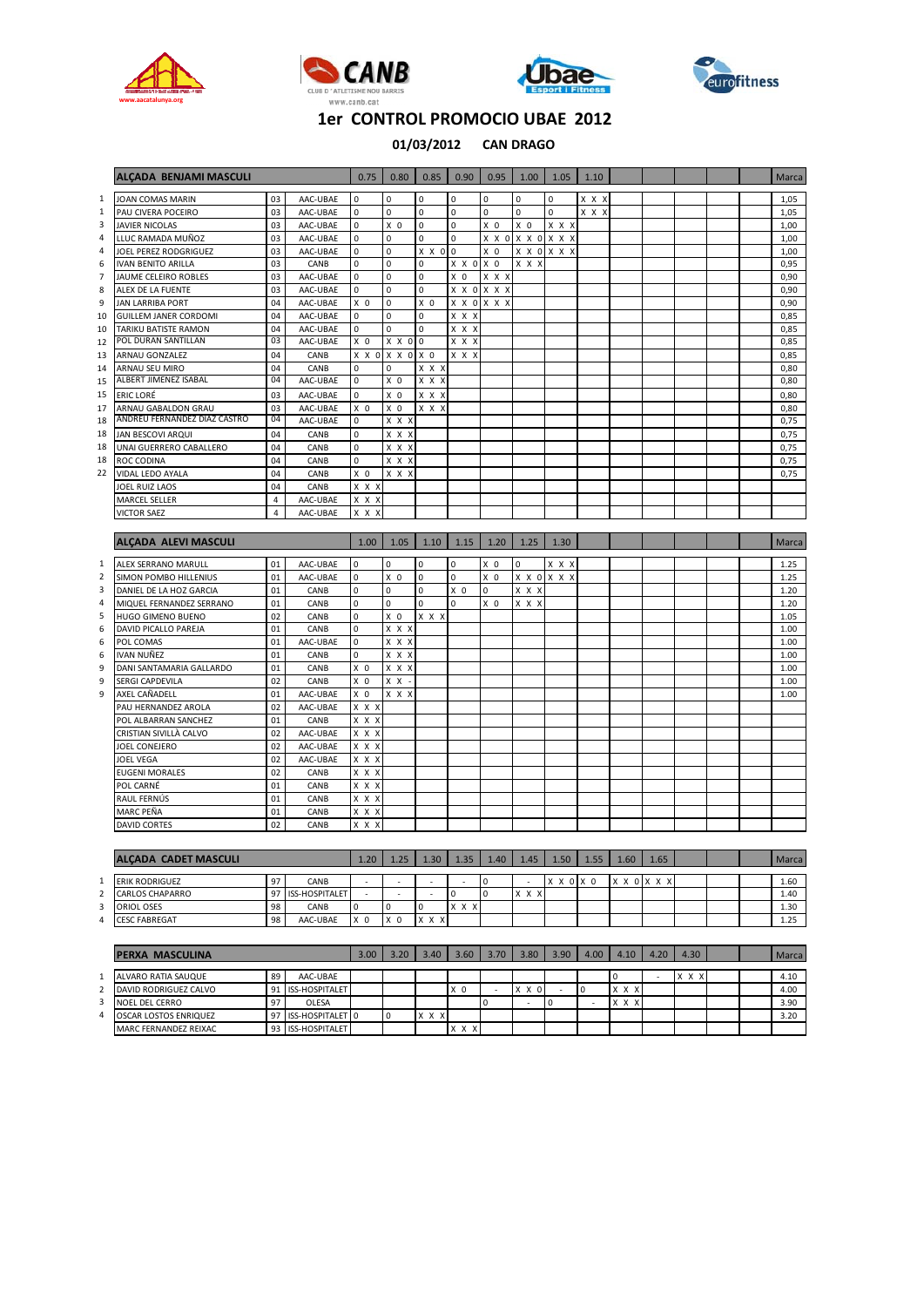# 1er CONTROL PROMOCIO UBAE 2012

**01/03/2012 CAN DRAGO**

| | ALÇADA BENJAMI MASCULI | | | 0.75 | 0.80 | 0.85 | 0.90 | 0.95 | 1.00 | 1.05 | 1.10 | | | | | | Marca |
|---|---|---|---|---|---|---|---|---|---|---|---|---|---|---|---|---|---|
| 1 | JOAN COMAS MARIN | 03 | AAC-UBAE | 0 | 0 | 0 | 0 | 0 | 0 | 0 | X X X | | | | | | 1,05 |
| 1 | PAU CIVERA POCEIRO | 03 | AAC-UBAE | 0 | 0 | 0 | 0 | 0 | 0 | 0 | X X X | | | | | | 1,05 |
| 3 | JAVIER NICOLAS | 03 | AAC-UBAE | 0 | X 0 | 0 | 0 | X 0 | X 0 | X X X | | | | | | | 1,00 |
| 4 | LLUC RAMADA MUÑOZ | 03 | AAC-UBAE | 0 | 0 | 0 | 0 | X X 0 | X X 0 | X X X | | | | | | | 1,00 |
| 4 | JOEL PEREZ RODGRIGUEZ | 03 | AAC-UBAE | 0 | 0 | X X 0 | 0 | X 0 | X X 0 | X X X | | | | | | | 1,00 |
| 6 | IVAN BENITO ARILLA | 03 | CANB | 0 | 0 | 0 | X X 0 | X 0 | X X X | | | | | | | | 0,95 |
| 7 | JAUME CELEIRO ROBLES | 03 | AAC-UBAE | 0 | 0 | 0 | X 0 | X X X | | | | | | | | | 0,90 |
| 8 | ALEX DE LA FUENTE | 03 | AAC-UBAE | 0 | 0 | 0 | X X 0 | X X X | | | | | | | | | 0,90 |
| 9 | JAN LARRIBA PORT | 04 | AAC-UBAE | X 0 | 0 | X 0 | X X 0 | X X X | | | | | | | | | 0,90 |
| 10 | GUILLEM JANER CORDOMI | 04 | AAC-UBAE | 0 | 0 | 0 | X X X | | | | | | | | | | 0,85 |
| 10 | TARIKU BATISTE RAMON | 04 | AAC-UBAE | 0 | 0 | 0 | X X X | | | | | | | | | | 0,85 |
| 12 | POL DURAN SANTILLAN | 03 | AAC-UBAE | X 0 | X X 0 | 0 | X X X | | | | | | | | | | 0,85 |
| 13 | ARNAU GONZALEZ | 04 | CANB | X X 0 | X X 0 | X 0 | X X X | | | | | | | | | | 0,85 |
| 14 | ARNAU SEU MIRO | 04 | CANB | 0 | 0 | X X X | | | | | | | | | | | 0,80 |
| 15 | ALBERT JIMENEZ ISABAL | 04 | AAC-UBAE | 0 | X 0 | X X X | | | | | | | | | | | 0,80 |
| 15 | ERIC LORÉ | 03 | AAC-UBAE | 0 | X 0 | X X X | | | | | | | | | | | 0,80 |
| 17 | ARNAU GABALDON GRAU | 03 | AAC-UBAE | X 0 | X 0 | X X X | | | | | | | | | | | 0,80 |
| 18 | ANDREU FERNANDEZ DIAZ CASTRO | 04 | AAC-UBAE | 0 | X X X | | | | | | | | | | | | 0,75 |
| 18 | JAN BESCOVI ARQUI | 04 | CANB | 0 | X X X | | | | | | | | | | | | 0,75 |
| 18 | UNAI GUERRERO CABALLERO | 04 | CANB | 0 | X X X | | | | | | | | | | | | 0,75 |
| 18 | ROC CODINA | 04 | CANB | 0 | X X X | | | | | | | | | | | | 0,75 |
| 22 | VIDAL LEDO AYALA | 04 | CANB | X 0 | X X X | | | | | | | | | | | | 0,75 |
| | JOEL RUIZ LAOS | 04 | CANB | X X X | | | | | | | | | | | | | |
| | MARCEL SELLER | 4 | AAC-UBAE | X X X | | | | | | | | | | | | | |
| | VICTOR SAEZ | 4 | AAC-UBAE | X X X | | | | | | | | | | | | | |

| | ALÇADA ALEVI MASCULI | | | 1.00 | 1.05 | 1.10 | 1.15 | 1.20 | 1.25 | 1.30 | | | | | | | Marca |
|---|---|---|---|---|---|---|---|---|---|---|---|---|---|---|---|---|---|
| 1 | ALEX SERRANO MARULL | 01 | AAC-UBAE | 0 | 0 | 0 | 0 | X 0 | 0 | X X X | | | | | | | 1.25 |
| 2 | SIMON POMBO HILLENIUS | 01 | AAC-UBAE | 0 | X 0 | 0 | 0 | X 0 | X X 0 | X X X | | | | | | | 1.25 |
| 3 | DANIEL DE LA HOZ GARCIA | 01 | CANB | 0 | 0 | 0 | X 0 | 0 | X X X | | | | | | | | 1.20 |
| 4 | MIQUEL FERNANDEZ SERRANO | 01 | CANB | 0 | 0 | 0 | 0 | X 0 | X X X | | | | | | | | 1.20 |
| 5 | HUGO GIMENO BUENO | 02 | CANB | 0 | X 0 | X X X | | | | | | | | | | | 1.05 |
| 6 | DAVID PICALLO PAREJA | 01 | CANB | 0 | X X X | | | | | | | | | | | | 1.00 |
| 6 | POL COMAS | 01 | AAC-UBAE | 0 | X X X | | | | | | | | | | | | 1.00 |
| 6 | IVAN NUÑEZ | 01 | CANB | 0 | X X X | | | | | | | | | | | | 1.00 |
| 9 | DANI SANTAMARIA GALLARDO | 01 | CANB | X 0 | X X X | | | | | | | | | | | | 1.00 |
| 9 | SERGI CAPDEVILA | 02 | CANB | X 0 | X X - | | | | | | | | | | | | 1.00 |
| 9 | AXEL CAÑADELL | 01 | AAC-UBAE | X 0 | X X X | | | | | | | | | | | | 1.00 |
| | PAU HERNANDEZ AROLA | 02 | AAC-UBAE | X X X | | | | | | | | | | | | | |
| | POL ALBARRAN SANCHEZ | 01 | CANB | X X X | | | | | | | | | | | | | |
| | CRISTIAN SIVILLÀ CALVO | 02 | AAC-UBAE | X X X | | | | | | | | | | | | | |
| | JOEL CONEJERO | 02 | AAC-UBAE | X X X | | | | | | | | | | | | | |
| | JOEL VEGA | 02 | AAC-UBAE | X X X | | | | | | | | | | | | | |
| | EUGENI MORALES | 02 | CANB | X X X | | | | | | | | | | | | | |
| | POL CARNÉ | 01 | CANB | X X X | | | | | | | | | | | | | |
| | RAUL FERNÚS | 01 | CANB | X X X | | | | | | | | | | | | | |
| | MARC PEÑA | 01 | CANB | X X X | | | | | | | | | | | | | |
| | DAVID CORTES | 02 | CANB | X X X | | | | | | | | | | | | | |

| | ALÇADA CADET MASCULI | | | 1.20 | 1.25 | 1.30 | 1.35 | 1.40 | 1.45 | 1.50 | 1.55 | 1.60 | 1.65 | | | | Marca |
|---|---|---|---|---|---|---|---|---|---|---|---|---|---|---|---|---|---|
| 1 | ERIK RODRIGUEZ | 97 | CANB | - | - | - | - | 0 | - | X X 0 | X 0 | X X 0 | X X X | | | | 1.60 |
| 2 | CARLOS CHAPARRO | 97 | ISS-HOSPITALET | - | - | - | 0 | 0 | X X X | | | | | | | | 1.40 |
| 3 | ORIOL OSES | 98 | CANB | 0 | 0 | 0 | X X X | | | | | | | | | | 1.30 |
| 4 | CESC FABREGAT | 98 | AAC-UBAE | X 0 | X 0 | X X X | | | | | | | | | | | 1.25 |

| | PERXA MASCULINA | | | 3.00 | 3.20 | 3.40 | 3.60 | 3.70 | 3.80 | 3.90 | 4.00 | 4.10 | 4.20 | 4.30 | | | Marca |
|---|---|---|---|---|---|---|---|---|---|---|---|---|---|---|---|---|---|
| 1 | ALVARO RATIA SAUQUE | 89 | AAC-UBAE | | | | | | | | | 0 | - | X X X | | | 4.10 |
| 2 | DAVID RODRIGUEZ CALVO | 91 | ISS-HOSPITALET | | | | X 0 | - | X X 0 | - | 0 | X X X | | | | | 4.00 |
| 3 | NOEL DEL CERRO | 97 | OLESA | | | | | 0 | - | 0 | - | X X X | | | | | 3.90 |
| 4 | OSCAR LOSTOS ENRIQUEZ | 97 | ISS-HOSPITALET | 0 | 0 | X X X | | | | | | | | | | | 3.20 |
| | MARC FERNANDEZ REIXAC | 93 | ISS-HOSPITALET | | | | X X X | | | | | | | | | | |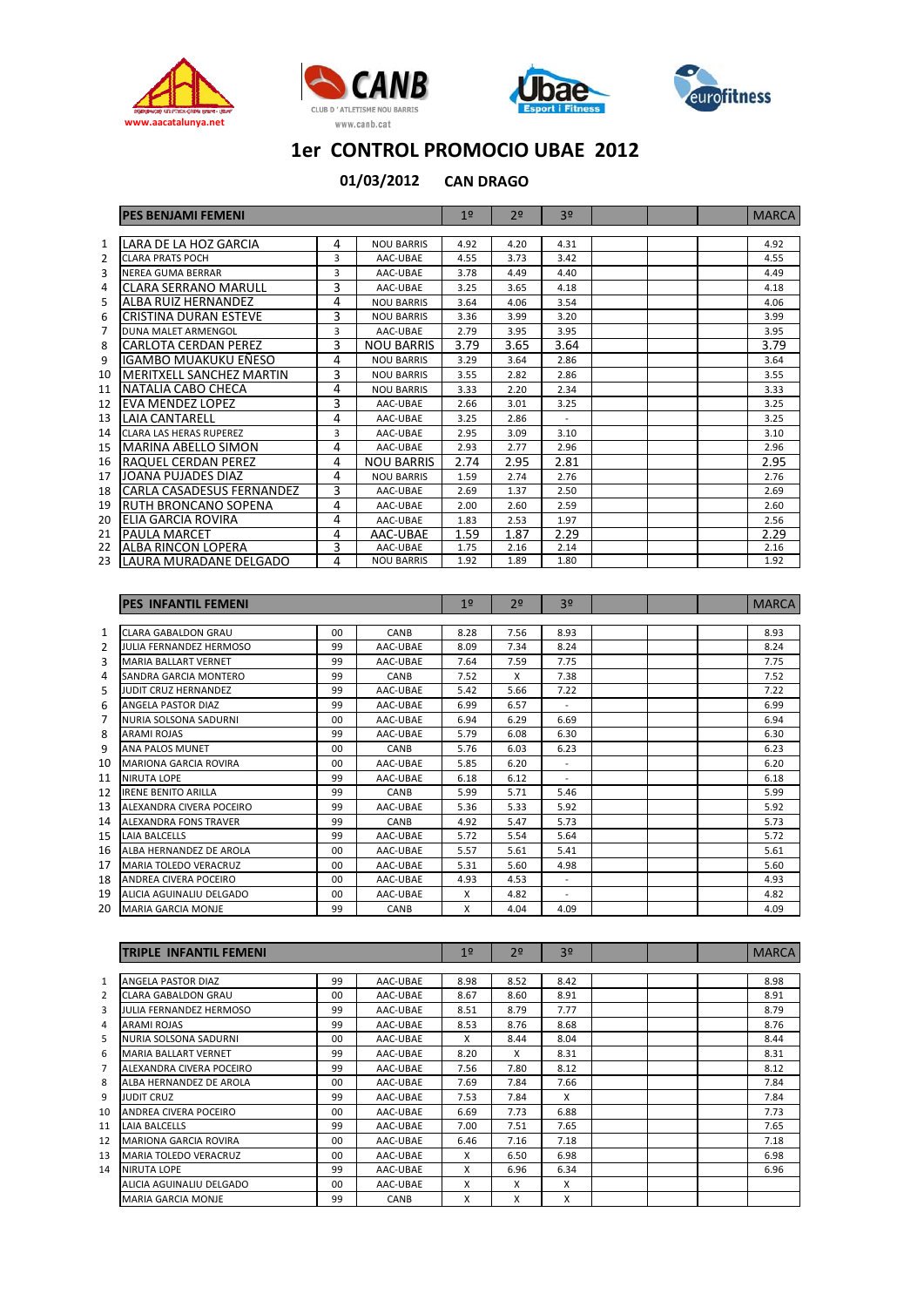# 1er CONTROL PROMOCIO UBAE 2012

**01/03/2012 CAN DRAGO**

| | PES BENJAMI FEMENI | | | 1º | 2º | 3º | | | | MARCA |
|---|---|---|---|---|---|---|---|---|---|---|
| 1 | LARA DE LA HOZ GARCIA | 4 | NOU BARRIS | 4.92 | 4.20 | 4.31 | | | | 4.92 |
| 2 | CLARA PRATS POCH | 3 | AAC-UBAE | 4.55 | 3.73 | 3.42 | | | | 4.55 |
| 3 | NEREA GUMA BERRAR | 3 | AAC-UBAE | 3.78 | 4.49 | 4.40 | | | | 4.49 |
| 4 | CLARA SERRANO MARULL | 3 | AAC-UBAE | 3.25 | 3.65 | 4.18 | | | | 4.18 |
| 5 | ALBA RUIZ HERNANDEZ | 4 | NOU BARRIS | 3.64 | 4.06 | 3.54 | | | | 4.06 |
| 6 | CRISTINA DURAN ESTEVE | 3 | NOU BARRIS | 3.36 | 3.99 | 3.20 | | | | 3.99 |
| 7 | DUNA MALET ARMENGOL | 3 | AAC-UBAE | 2.79 | 3.95 | 3.95 | | | | 3.95 |
| 8 | CARLOTA CERDAN PEREZ | 3 | NOU BARRIS | 3.79 | 3.65 | 3.64 | | | | 3.79 |
| 9 | IGAMBO MUAKUKU EÑESO | 4 | NOU BARRIS | 3.29 | 3.64 | 2.86 | | | | 3.64 |
| 10 | MERITXELL SANCHEZ MARTIN | 3 | NOU BARRIS | 3.55 | 2.82 | 2.86 | | | | 3.55 |
| 11 | NATALIA CABO CHECA | 4 | NOU BARRIS | 3.33 | 2.20 | 2.34 | | | | 3.33 |
| 12 | EVA MENDEZ LOPEZ | 3 | AAC-UBAE | 2.66 | 3.01 | 3.25 | | | | 3.25 |
| 13 | LAIA CANTARELL | 4 | AAC-UBAE | 3.25 | 2.86 | - | | | | 3.25 |
| 14 | CLARA LAS HERAS RUPEREZ | 3 | AAC-UBAE | 2.95 | 3.09 | 3.10 | | | | 3.10 |
| 15 | MARINA ABELLO SIMON | 4 | AAC-UBAE | 2.93 | 2.77 | 2.96 | | | | 2.96 |
| 16 | RAQUEL CERDAN PEREZ | 4 | NOU BARRIS | 2.74 | 2.95 | 2.81 | | | | 2.95 |
| 17 | JOANA PUJADES DIAZ | 4 | NOU BARRIS | 1.59 | 2.74 | 2.76 | | | | 2.76 |
| 18 | CARLA CASADESUS FERNANDEZ | 3 | AAC-UBAE | 2.69 | 1.37 | 2.50 | | | | 2.69 |
| 19 | RUTH BRONCANO SOPENA | 4 | AAC-UBAE | 2.00 | 2.60 | 2.59 | | | | 2.60 |
| 20 | ELIA GARCIA ROVIRA | 4 | AAC-UBAE | 1.83 | 2.53 | 1.97 | | | | 2.56 |
| 21 | PAULA MARCET | 4 | AAC-UBAE | 1.59 | 1.87 | 2.29 | | | | 2.29 |
| 22 | ALBA RINCON LOPERA | 3 | AAC-UBAE | 1.75 | 2.16 | 2.14 | | | | 2.16 |
| 23 | LAURA MURADANE DELGADO | 4 | NOU BARRIS | 1.92 | 1.89 | 1.80 | | | | 1.92 |

| | PES INFANTIL FEMENI | | | 1º | 2º | 3º | | | | MARCA |
|---|---|---|---|---|---|---|---|---|---|---|
| 1 | CLARA GABALDON GRAU | 00 | CANB | 8.28 | 7.56 | 8.93 | | | | 8.93 |
| 2 | JULIA FERNANDEZ HERMOSO | 99 | AAC-UBAE | 8.09 | 7.34 | 8.24 | | | | 8.24 |
| 3 | MARIA BALLART VERNET | 99 | AAC-UBAE | 7.64 | 7.59 | 7.75 | | | | 7.75 |
| 4 | SANDRA GARCIA MONTERO | 99 | CANB | 7.52 | X | 7.38 | | | | 7.52 |
| 5 | JUDIT CRUZ HERNANDEZ | 99 | AAC-UBAE | 5.42 | 5.66 | 7.22 | | | | 7.22 |
| 6 | ANGELA PASTOR DIAZ | 99 | AAC-UBAE | 6.99 | 6.57 | - | | | | 6.99 |
| 7 | NURIA SOLSONA SADURNI | 00 | AAC-UBAE | 6.94 | 6.29 | 6.69 | | | | 6.94 |
| 8 | ARAMI ROJAS | 99 | AAC-UBAE | 5.79 | 6.08 | 6.30 | | | | 6.30 |
| 9 | ANA PALOS MUNET | 00 | CANB | 5.76 | 6.03 | 6.23 | | | | 6.23 |
| 10 | MARIONA GARCIA ROVIRA | 00 | AAC-UBAE | 5.85 | 6.20 | - | | | | 6.20 |
| 11 | NIRUTA LOPE | 99 | AAC-UBAE | 6.18 | 6.12 | - | | | | 6.18 |
| 12 | IRENE BENITO ARILLA | 99 | CANB | 5.99 | 5.71 | 5.46 | | | | 5.99 |
| 13 | ALEXANDRA CIVERA POCEIRO | 99 | AAC-UBAE | 5.36 | 5.33 | 5.92 | | | | 5.92 |
| 14 | ALEXANDRA FONS TRAVER | 99 | CANB | 4.92 | 5.47 | 5.73 | | | | 5.73 |
| 15 | LAIA BALCELLS | 99 | AAC-UBAE | 5.72 | 5.54 | 5.64 | | | | 5.72 |
| 16 | ALBA HERNANDEZ DE AROLA | 00 | AAC-UBAE | 5.57 | 5.61 | 5.41 | | | | 5.61 |
| 17 | MARIA TOLEDO VERACRUZ | 00 | AAC-UBAE | 5.31 | 5.60 | 4.98 | | | | 5.60 |
| 18 | ANDREA CIVERA POCEIRO | 00 | AAC-UBAE | 4.93 | 4.53 | - | | | | 4.93 |
| 19 | ALICIA AGUINALIU DELGADO | 00 | AAC-UBAE | X | 4.82 | - | | | | 4.82 |
| 20 | MARIA GARCIA MONJE | 99 | CANB | X | 4.04 | 4.09 | | | | 4.09 |

| | TRIPLE INFANTIL FEMENI | | | 1º | 2º | 3º | | | | MARCA |
|---|---|---|---|---|---|---|---|---|---|---|
| 1 | ANGELA PASTOR DIAZ | 99 | AAC-UBAE | 8.98 | 8.52 | 8.42 | | | | 8.98 |
| 2 | CLARA GABALDON GRAU | 00 | AAC-UBAE | 8.67 | 8.60 | 8.91 | | | | 8.91 |
| 3 | JULIA FERNANDEZ HERMOSO | 99 | AAC-UBAE | 8.51 | 8.79 | 7.77 | | | | 8.79 |
| 4 | ARAMI ROJAS | 99 | AAC-UBAE | 8.53 | 8.76 | 8.68 | | | | 8.76 |
| 5 | NURIA SOLSONA SADURNI | 00 | AAC-UBAE | X | 8.44 | 8.04 | | | | 8.44 |
| 6 | MARIA BALLART VERNET | 99 | AAC-UBAE | 8.20 | X | 8.31 | | | | 8.31 |
| 7 | ALEXANDRA CIVERA POCEIRO | 99 | AAC-UBAE | 7.56 | 7.80 | 8.12 | | | | 8.12 |
| 8 | ALBA HERNANDEZ DE AROLA | 00 | AAC-UBAE | 7.69 | 7.84 | 7.66 | | | | 7.84 |
| 9 | JUDIT CRUZ | 99 | AAC-UBAE | 7.53 | 7.84 | X | | | | 7.84 |
| 10 | ANDREA CIVERA POCEIRO | 00 | AAC-UBAE | 6.69 | 7.73 | 6.88 | | | | 7.73 |
| 11 | LAIA BALCELLS | 99 | AAC-UBAE | 7.00 | 7.51 | 7.65 | | | | 7.65 |
| 12 | MARIONA GARCIA ROVIRA | 00 | AAC-UBAE | 6.46 | 7.16 | 7.18 | | | | 7.18 |
| 13 | MARIA TOLEDO VERACRUZ | 00 | AAC-UBAE | X | 6.50 | 6.98 | | | | 6.98 |
| 14 | NIRUTA LOPE | 99 | AAC-UBAE | X | 6.96 | 6.34 | | | | 6.96 |
| | ALICIA AGUINALIU DELGADO | 00 | AAC-UBAE | X | X | X | | | | |
| | MARIA GARCIA MONJE | 99 | CANB | X | X | X | | | | |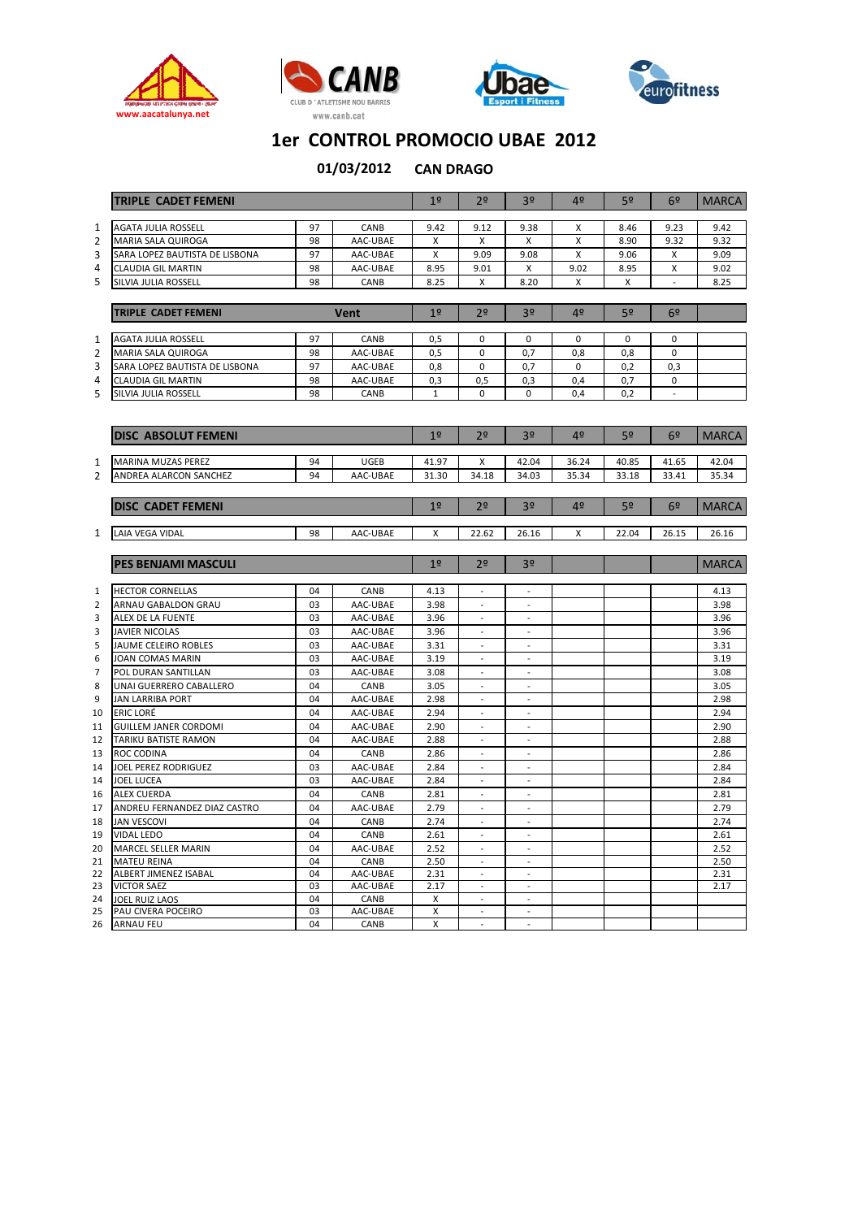# 1er CONTROL PROMOCIO UBAE 2012

**01/03/2012 CAN DRAGO**

| | TRIPLE CADET FEMENI | | | 1º | 2º | 3º | 4º | 5º | 6º | MARCA |
|---|---|---|---|---|---|---|---|---|---|---|
| 1 | AGATA JULIA ROSSELL | 97 | CANB | 9.42 | 9.12 | 9.38 | X | 8.46 | 9.23 | 9.42 |
| 2 | MARIA SALA QUIROGA | 98 | AAC-UBAE | X | X | X | X | 8.90 | 9.32 | 9.32 |
| 3 | SARA LOPEZ BAUTISTA DE LISBONA | 97 | AAC-UBAE | X | 9.09 | 9.08 | X | 9.06 | X | 9.09 |
| 4 | CLAUDIA GIL MARTIN | 98 | AAC-UBAE | 8.95 | 9.01 | X | 9.02 | 8.95 | X | 9.02 |
| 5 | SILVIA JULIA ROSSELL | 98 | CANB | 8.25 | X | 8.20 | X | X | - | 8.25 |

| | TRIPLE CADET FEMENI | | Vent | 1º | 2º | 3º | 4º | 5º | 6º | |
|---|---|---|---|---|---|---|---|---|---|---|
| 1 | AGATA JULIA ROSSELL | 97 | CANB | 0,5 | 0 | 0 | 0 | 0 | 0 | |
| 2 | MARIA SALA QUIROGA | 98 | AAC-UBAE | 0,5 | 0 | 0,7 | 0,8 | 0,8 | 0 | |
| 3 | SARA LOPEZ BAUTISTA DE LISBONA | 97 | AAC-UBAE | 0,8 | 0 | 0,7 | 0 | 0,2 | 0,3 | |
| 4 | CLAUDIA GIL MARTIN | 98 | AAC-UBAE | 0,3 | 0,5 | 0,3 | 0,4 | 0,7 | 0 | |
| 5 | SILVIA JULIA ROSSELL | 98 | CANB | 1 | 0 | 0 | 0,4 | 0,2 | - | |

| | DISC ABSOLUT FEMENI | | | 1º | 2º | 3º | 4º | 5º | 6º | MARCA |
|---|---|---|---|---|---|---|---|---|---|---|
| 1 | MARINA MUZAS PEREZ | 94 | UGEB | 41.97 | X | 42.04 | 36.24 | 40.85 | 41.65 | 42.04 |
| 2 | ANDREA ALARCON SANCHEZ | 94 | AAC-UBAE | 31.30 | 34.18 | 34.03 | 35.34 | 33.18 | 33.41 | 35.34 |

| | DISC CADET FEMENI | | | 1º | 2º | 3º | 4º | 5º | 6º | MARCA |
|---|---|---|---|---|---|---|---|---|---|---|
| 1 | LAIA VEGA VIDAL | 98 | AAC-UBAE | X | 22.62 | 26.16 | X | 22.04 | 26.15 | 26.16 |

| | PES BENJAMI MASCULI | | | 1º | 2º | 3º | | | | MARCA |
|---|---|---|---|---|---|---|---|---|---|---|
| 1 | HECTOR CORNELLAS | 04 | CANB | 4.13 | - | - | | | | 4.13 |
| 2 | ARNAU GABALDON GRAU | 03 | AAC-UBAE | 3.98 | - | - | | | | 3.98 |
| 3 | ALEX DE LA FUENTE | 03 | AAC-UBAE | 3.96 | - | - | | | | 3.96 |
| 3 | JAVIER NICOLAS | 03 | AAC-UBAE | 3.96 | - | - | | | | 3.96 |
| 5 | JAUME CELEIRO ROBLES | 03 | AAC-UBAE | 3.31 | - | - | | | | 3.31 |
| 6 | JOAN COMAS MARIN | 03 | AAC-UBAE | 3.19 | - | - | | | | 3.19 |
| 7 | POL DURAN SANTILLAN | 03 | AAC-UBAE | 3.08 | - | - | | | | 3.08 |
| 8 | UNAI GUERRERO CABALLERO | 04 | CANB | 3.05 | - | - | | | | 3.05 |
| 9 | JAN LARRIBA PORT | 04 | AAC-UBAE | 2.98 | - | - | | | | 2.98 |
| 10 | ERIC LORÉ | 04 | AAC-UBAE | 2.94 | - | - | | | | 2.94 |
| 11 | GUILLEM JANER CORDOMI | 04 | AAC-UBAE | 2.90 | - | - | | | | 2.90 |
| 12 | TARIKU BATISTE RAMON | 04 | AAC-UBAE | 2.88 | - | - | | | | 2.88 |
| 13 | ROC CODINA | 04 | CANB | 2.86 | - | - | | | | 2.86 |
| 14 | JOEL PEREZ RODRIGUEZ | 03 | AAC-UBAE | 2.84 | - | - | | | | 2.84 |
| 14 | JOEL LUCEA | 03 | AAC-UBAE | 2.84 | - | - | | | | 2.84 |
| 16 | ALEX CUERDA | 04 | CANB | 2.81 | - | - | | | | 2.81 |
| 17 | ANDREU FERNANDEZ DIAZ CASTRO | 04 | AAC-UBAE | 2.79 | - | - | | | | 2.79 |
| 18 | JAN VESCOVI | 04 | CANB | 2.74 | - | - | | | | 2.74 |
| 19 | VIDAL LEDO | 04 | CANB | 2.61 | - | - | | | | 2.61 |
| 20 | MARCEL SELLER MARIN | 04 | AAC-UBAE | 2.52 | - | - | | | | 2.52 |
| 21 | MATEU REINA | 04 | CANB | 2.50 | - | - | | | | 2.50 |
| 22 | ALBERT JIMENEZ ISABAL | 04 | AAC-UBAE | 2.31 | - | - | | | | 2.31 |
| 23 | VICTOR SAEZ | 03 | AAC-UBAE | 2.17 | - | - | | | | 2.17 |
| 24 | JOEL RUIZ LAOS | 04 | CANB | X | - | - | | | | |
| 25 | PAU CIVERA POCEIRO | 03 | AAC-UBAE | X | - | - | | | | |
| 26 | ARNAU FEU | 04 | CANB | X | - | - | | | | |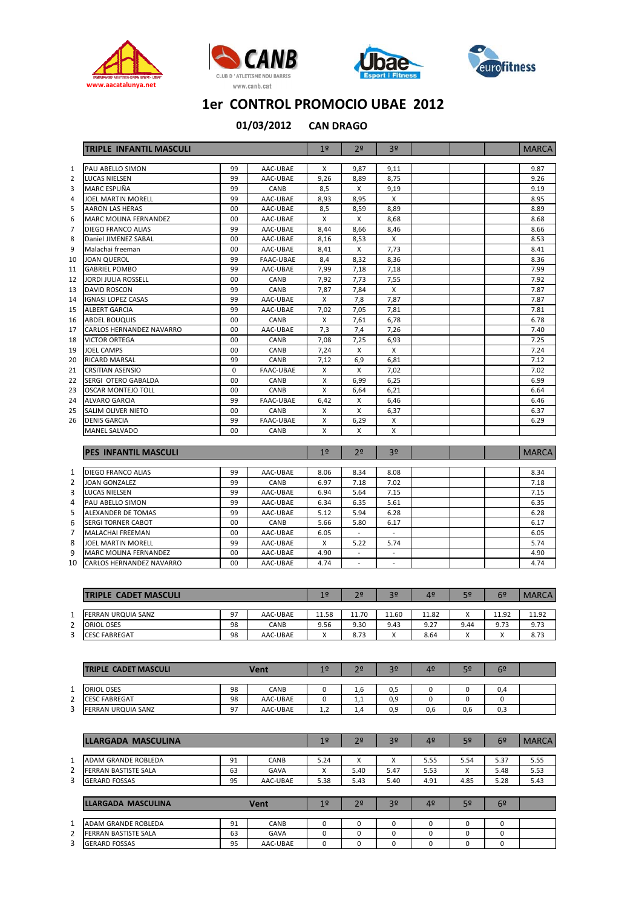www.aacatalunya.net

CANB CLUB D'ATLETISME NOU BARRIS www.canb.cat

Ubae Esport i Fitness

eurofitness

# 1er CONTROL PROMOCIO UBAE 2012

**01/03/2012 CAN DRAGO**

| | TRIPLE INFANTIL MASCULI | | | 1º | 2º | 3º | | | | MARCA |
|---|---|---|---|---|---|---|---|---|---|---|
| 1 | PAU ABELLO SIMON | 99 | AAC-UBAE | X | 9,87 | 9,11 | | | | 9.87 |
| 2 | LUCAS NIELSEN | 99 | AAC-UBAE | 9,26 | 8,89 | 8,75 | | | | 9.26 |
| 3 | MARC ESPUÑA | 99 | CANB | 8,5 | X | 9,19 | | | | 9.19 |
| 4 | JOEL MARTIN MORELL | 99 | AAC-UBAE | 8,93 | 8,95 | X | | | | 8.95 |
| 5 | AARON LAS HERAS | 00 | AAC-UBAE | 8,5 | 8,59 | 8,89 | | | | 8.89 |
| 6 | MARC MOLINA FERNANDEZ | 00 | AAC-UBAE | X | X | 8,68 | | | | 8.68 |
| 7 | DIEGO FRANCO ALIAS | 99 | AAC-UBAE | 8,44 | 8,66 | 8,46 | | | | 8.66 |
| 8 | Daniel JIMENEZ SABAL | 00 | AAC-UBAE | 8,16 | 8,53 | X | | | | 8.53 |
| 9 | Malachai freeman | 00 | AAC-UBAE | 8,41 | X | 7,73 | | | | 8.41 |
| 10 | JOAN QUEROL | 99 | FAAC-UBAE | 8,4 | 8,32 | 8,36 | | | | 8.36 |
| 11 | GABRIEL POMBO | 99 | AAC-UBAE | 7,99 | 7,18 | 7,18 | | | | 7.99 |
| 12 | JORDI JULIA ROSSELL | 00 | CANB | 7,92 | 7,73 | 7,55 | | | | 7.92 |
| 13 | DAVID ROSCON | 99 | CANB | 7,87 | 7,84 | X | | | | 7.87 |
| 14 | IGNASI LOPEZ CASAS | 99 | AAC-UBAE | X | 7,8 | 7,87 | | | | 7.87 |
| 15 | ALBERT GARCIA | 99 | AAC-UBAE | 7,02 | 7,05 | 7,81 | | | | 7.81 |
| 16 | ABDEL BOUQUIS | 00 | CANB | X | 7,61 | 6,78 | | | | 6.78 |
| 17 | CARLOS HERNANDEZ NAVARRO | 00 | AAC-UBAE | 7,3 | 7,4 | 7,26 | | | | 7.40 |
| 18 | VICTOR ORTEGA | 00 | CANB | 7,08 | 7,25 | 6,93 | | | | 7.25 |
| 19 | JOEL CAMPS | 00 | CANB | 7,24 | X | X | | | | 7.24 |
| 20 | RICARD MARSAL | 99 | CANB | 7,12 | 6,9 | 6,81 | | | | 7.12 |
| 21 | CRSITIAN ASENSIO | 0 | FAAC-UBAE | X | X | 7,02 | | | | 7.02 |
| 22 | SERGI OTERO GABALDA | 00 | CANB | X | 6,99 | 6,25 | | | | 6.99 |
| 23 | OSCAR MONTEJO TOLL | 00 | CANB | X | 6,64 | 6,21 | | | | 6.64 |
| 24 | ALVARO GARCIA | 99 | FAAC-UBAE | 6,42 | X | 6,46 | | | | 6.46 |
| 25 | SALIM OLIVER NIETO | 00 | CANB | X | X | 6,37 | | | | 6.37 |
| 26 | DENIS GARCIA | 99 | FAAC-UBAE | X | 6,29 | X | | | | 6.29 |
| | MANEL SALVADO | 00 | CANB | X | X | X | | | | |

| | PES INFANTIL MASCULI | | | 1º | 2º | 3º | | | | MARCA |
|---|---|---|---|---|---|---|---|---|---|---|
| 1 | DIEGO FRANCO ALIAS | 99 | AAC-UBAE | 8.06 | 8.34 | 8.08 | | | | 8.34 |
| 2 | JOAN GONZALEZ | 99 | CANB | 6.97 | 7.18 | 7.02 | | | | 7.18 |
| 3 | LUCAS NIELSEN | 99 | AAC-UBAE | 6.94 | 5.64 | 7.15 | | | | 7.15 |
| 4 | PAU ABELLO SIMON | 99 | AAC-UBAE | 6.34 | 6.35 | 5.61 | | | | 6.35 |
| 5 | ALEXANDER DE TOMAS | 99 | AAC-UBAE | 5.12 | 5.94 | 6.28 | | | | 6.28 |
| 6 | SERGI TORNER CABOT | 00 | CANB | 5.66 | 5.80 | 6.17 | | | | 6.17 |
| 7 | MALACHAI FREEMAN | 00 | AAC-UBAE | 6.05 | - | - | | | | 6.05 |
| 8 | JOEL MARTIN MORELL | 99 | AAC-UBAE | X | 5.22 | 5.74 | | | | 5.74 |
| 9 | MARC MOLINA FERNANDEZ | 00 | AAC-UBAE | 4.90 | - | - | | | | 4.90 |
| 10 | CARLOS HERNANDEZ NAVARRO | 00 | AAC-UBAE | 4.74 | - | - | | | | 4.74 |

| | TRIPLE CADET MASCULI | | | 1º | 2º | 3º | 4º | 5º | 6º | MARCA |
|---|---|---|---|---|---|---|---|---|---|---|
| 1 | FERRAN URQUIA SANZ | 97 | AAC-UBAE | 11.58 | 11.70 | 11.60 | 11.82 | X | 11.92 | 11.92 |
| 2 | ORIOL OSES | 98 | CANB | 9.56 | 9.30 | 9.43 | 9.27 | 9.44 | 9.73 | 9.73 |
| 3 | CESC FABREGAT | 98 | AAC-UBAE | X | 8.73 | X | 8.64 | X | X | 8.73 |

| | TRIPLE CADET MASCULI | | Vent | 1º | 2º | 3º | 4º | 5º | 6º | |
|---|---|---|---|---|---|---|---|---|---|---|
| 1 | ORIOL OSES | 98 | CANB | 0 | 1,6 | 0,5 | 0 | 0 | 0,4 | |
| 2 | CESC FABREGAT | 98 | AAC-UBAE | 0 | 1,1 | 0,9 | 0 | 0 | 0 | |
| 3 | FERRAN URQUIA SANZ | 97 | AAC-UBAE | 1,2 | 1,4 | 0,9 | 0,6 | 0,6 | 0,3 | |

| | LLARGADA MASCULINA | | | 1º | 2º | 3º | 4º | 5º | 6º | MARCA |
|---|---|---|---|---|---|---|---|---|---|---|
| 1 | ADAM GRANDE ROBLEDA | 91 | CANB | 5.24 | X | X | 5.55 | 5.54 | 5.37 | 5.55 |
| 2 | FERRAN BASTISTE SALA | 63 | GAVA | X | 5.40 | 5.47 | 5.53 | X | 5.48 | 5.53 |
| 3 | GERARD FOSSAS | 95 | AAC-UBAE | 5.38 | 5.43 | 5.40 | 4.91 | 4.85 | 5.28 | 5.43 |

| | LLARGADA MASCULINA | | Vent | 1º | 2º | 3º | 4º | 5º | 6º | |
|---|---|---|---|---|---|---|---|---|---|---|
| 1 | ADAM GRANDE ROBLEDA | 91 | CANB | 0 | 0 | 0 | 0 | 0 | 0 | |
| 2 | FERRAN BASTISTE SALA | 63 | GAVA | 0 | 0 | 0 | 0 | 0 | 0 | |
| 3 | GERARD FOSSAS | 95 | AAC-UBAE | 0 | 0 | 0 | 0 | 0 | 0 | |